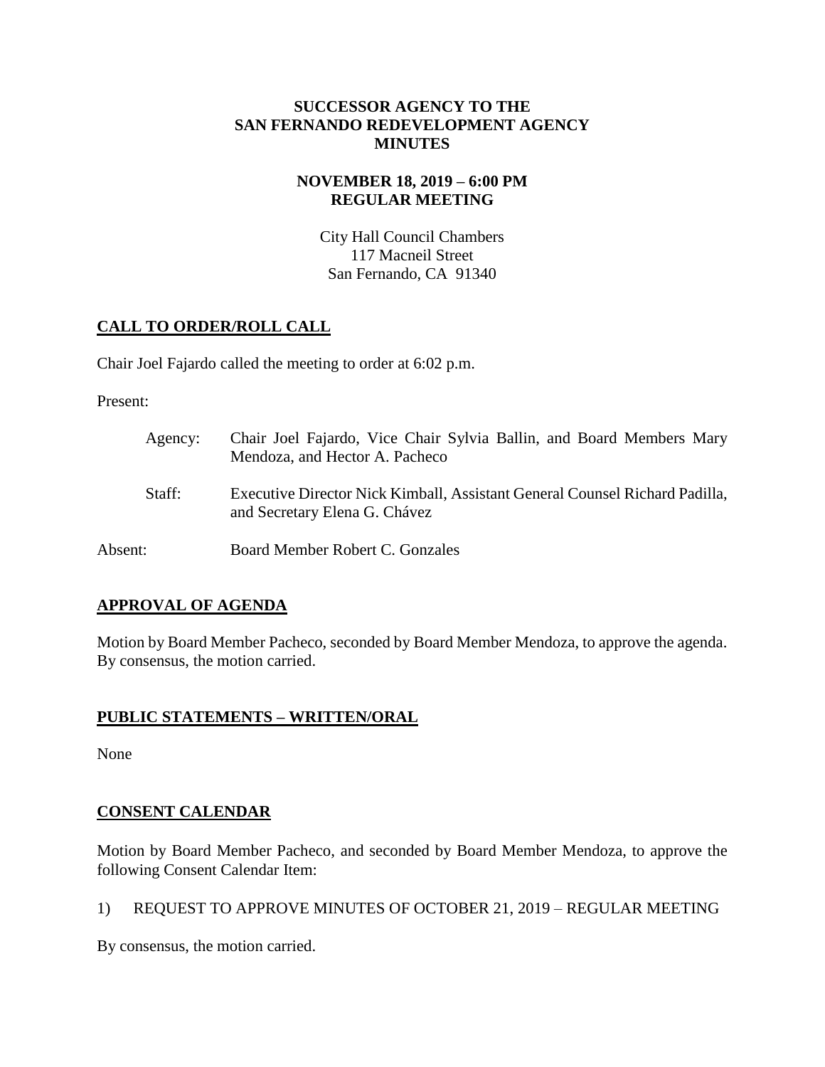# SUCCESSOR AGENCY TO THE SAN FERNANDO REDEVELOPMENT AGENCY MINUTES

## NOVEMBER 18, 2019 – 6:00 PM REGULAR MEETING

City Hall Council Chambers
117 Macneil Street
San Fernando, CA 91340

## CALL TO ORDER/ROLL CALL

Chair Joel Fajardo called the meeting to order at 6:02 p.m.

Present:

Agency: Chair Joel Fajardo, Vice Chair Sylvia Ballin, and Board Members Mary Mendoza, and Hector A. Pacheco

Staff: Executive Director Nick Kimball, Assistant General Counsel Richard Padilla, and Secretary Elena G. Chávez

Absent: Board Member Robert C. Gonzales

## APPROVAL OF AGENDA

Motion by Board Member Pacheco, seconded by Board Member Mendoza, to approve the agenda. By consensus, the motion carried.

## PUBLIC STATEMENTS – WRITTEN/ORAL

None

## CONSENT CALENDAR

Motion by Board Member Pacheco, and seconded by Board Member Mendoza, to approve the following Consent Calendar Item:

1) REQUEST TO APPROVE MINUTES OF OCTOBER 21, 2019 – REGULAR MEETING

By consensus, the motion carried.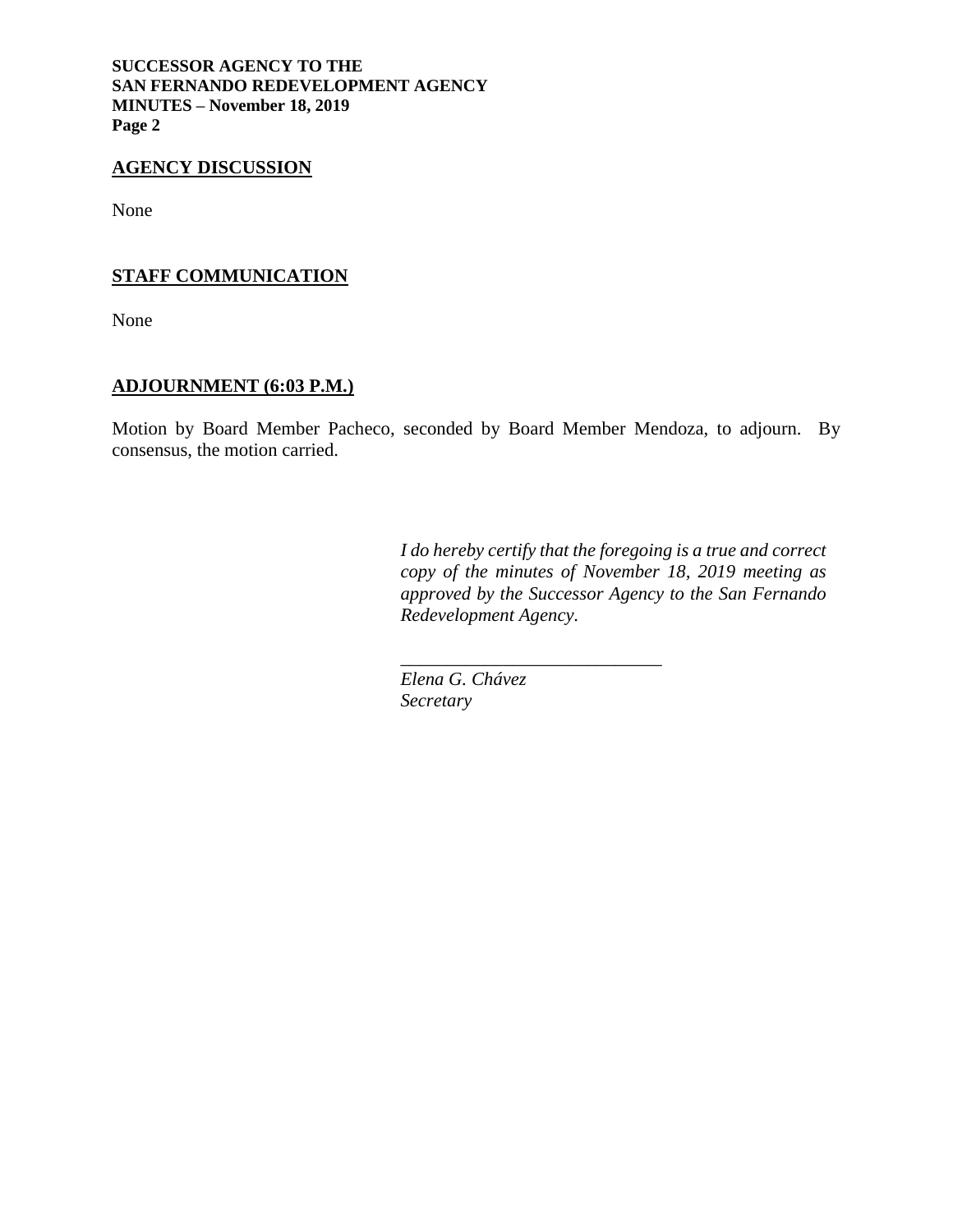## AGENCY DISCUSSION

None

## STAFF COMMUNICATION

None

## ADJOURNMENT (6:03 P.M.)

Motion by Board Member Pacheco, seconded by Board Member Mendoza, to adjourn. By consensus, the motion carried.

*I do hereby certify that the foregoing is a true and correct copy of the minutes of November 18, 2019 meeting as approved by the Successor Agency to the San Fernando Redevelopment Agency.*

\_\_\_\_\_\_\_\_\_\_\_\_\_\_\_\_\_\_\_\_\_\_\_\_\_\_\_\_

*Elena G. Chávez*
*Secretary*